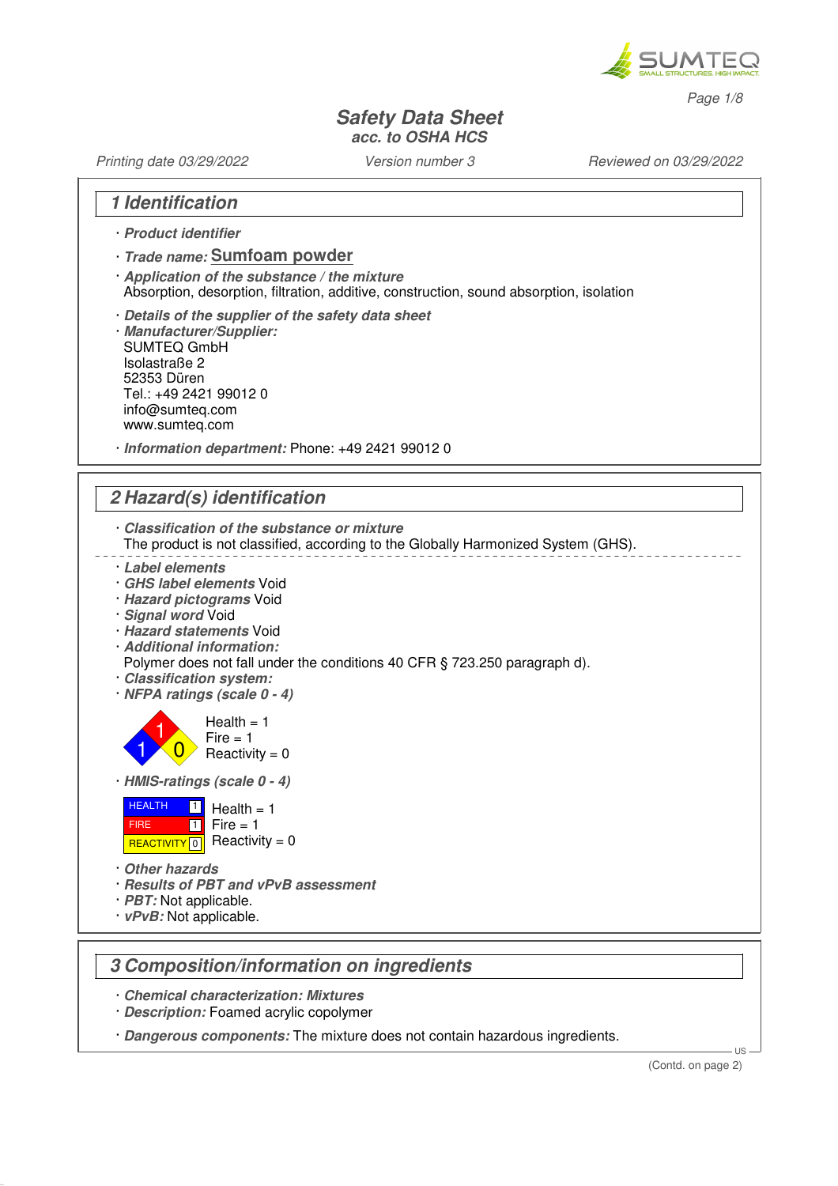# Safety Data Sheet

acc. to OSHA HCS

Printing date 03/29/2022 Version number 3 Reviewed on 03/29/2022

## 1 Identification

- · *Product identifier*
- · *Trade name:* **Sumfoam powder**
- · *Application of the substance / the mixture*
  Absorption, desorption, filtration, additive, construction, sound absorption, isolation
- · *Details of the supplier of the safety data sheet*
- · *Manufacturer/Supplier:*
  SUMTEQ GmbH
  Isolastraße 2
  52353 Düren
  Tel.: +49 2421 99012 0
  info@sumteq.com
  www.sumteq.com
- · *Information department:* Phone: +49 2421 99012 0

## 2 Hazard(s) identification

- · *Classification of the substance or mixture*
  The product is not classified, according to the Globally Harmonized System (GHS).

- · *Label elements*
- · *GHS label elements* Void
- · *Hazard pictograms* Void
- · *Signal word* Void
- · *Hazard statements* Void
- · *Additional information:*
  Polymer does not fall under the conditions 40 CFR § 723.250 paragraph d).
- · *Classification system:*
- · *NFPA ratings (scale 0 - 4)*

  Health = 1
  Fire = 1
  Reactivity = 0

- · *HMIS-ratings (scale 0 - 4)*

  | | | |
  |---|---|---|
  | HEALTH | 1 | Health = 1 |
  | FIRE | 1 | Fire = 1 |
  | REACTIVITY | 0 | Reactivity = 0 |

- · *Other hazards*
- · *Results of PBT and vPvB assessment*
- · *PBT:* Not applicable.
- · *vPvB:* Not applicable.

## 3 Composition/information on ingredients

- · *Chemical characterization: Mixtures*
- · *Description:* Foamed acrylic copolymer
- · *Dangerous components:* The mixture does not contain hazardous ingredients.

(Contd. on page 2)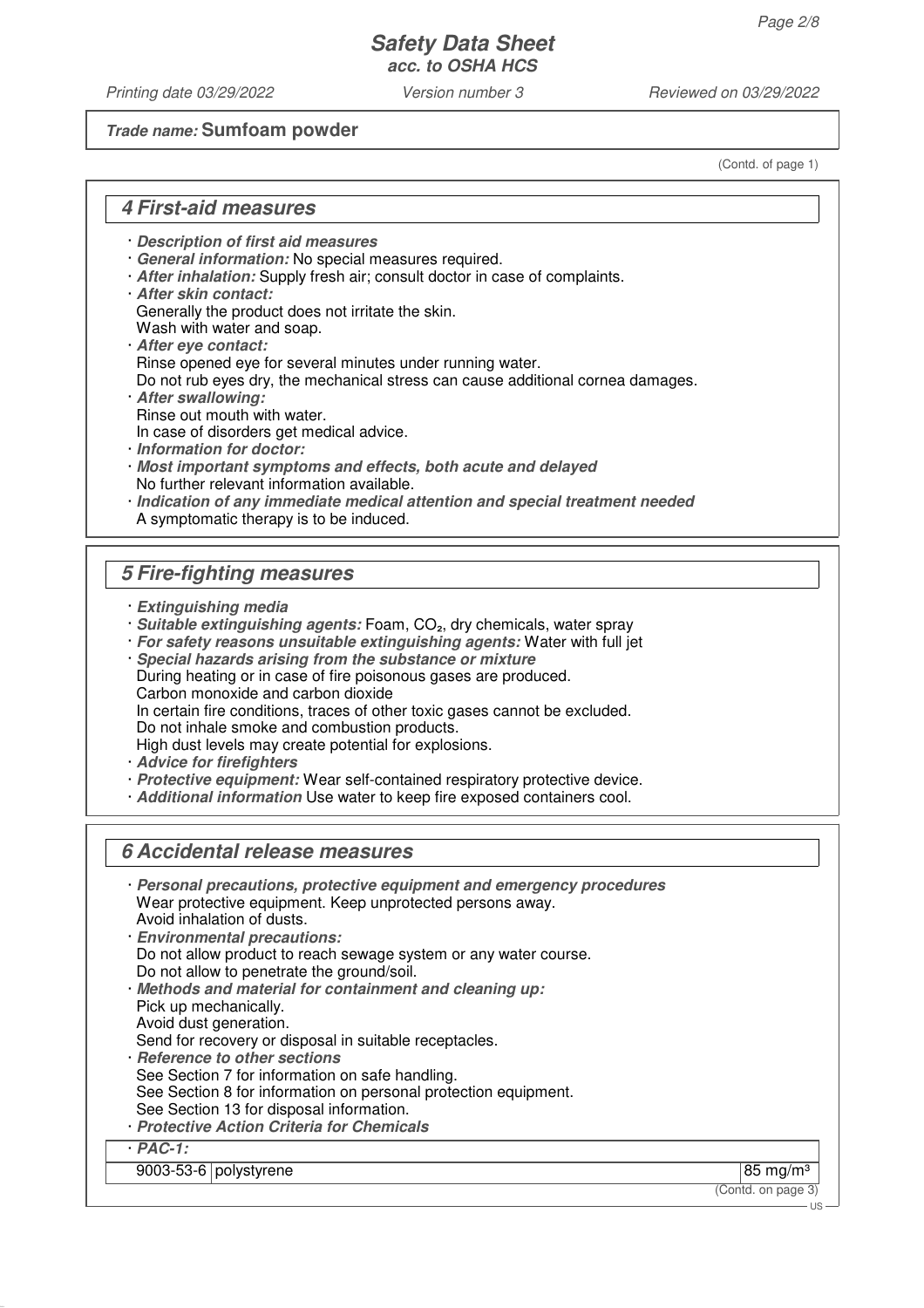**Trade name: Sumfoam powder**

(Contd. of page 1)

## 4 First-aid measures

- ***Description of first aid measures***
- ***General information:*** No special measures required.
- ***After inhalation:*** Supply fresh air; consult doctor in case of complaints.
- ***After skin contact:***
  Generally the product does not irritate the skin.
  Wash with water and soap.
- ***After eye contact:***
  Rinse opened eye for several minutes under running water.
  Do not rub eyes dry, the mechanical stress can cause additional cornea damages.
- ***After swallowing:***
  Rinse out mouth with water.
  In case of disorders get medical advice.
- ***Information for doctor:***
- ***Most important symptoms and effects, both acute and delayed***
  No further relevant information available.
- ***Indication of any immediate medical attention and special treatment needed***
  A symptomatic therapy is to be induced.

## 5 Fire-fighting measures

- ***Extinguishing media***
- ***Suitable extinguishing agents:*** Foam, $CO_2$, dry chemicals, water spray
- ***For safety reasons unsuitable extinguishing agents:*** Water with full jet
- ***Special hazards arising from the substance or mixture***
  During heating or in case of fire poisonous gases are produced.
  Carbon monoxide and carbon dioxide
  In certain fire conditions, traces of other toxic gases cannot be excluded.
  Do not inhale smoke and combustion products.
  High dust levels may create potential for explosions.
- ***Advice for firefighters***
- ***Protective equipment:*** Wear self-contained respiratory protective device.
- ***Additional information*** Use water to keep fire exposed containers cool.

## 6 Accidental release measures

- ***Personal precautions, protective equipment and emergency procedures***
  Wear protective equipment. Keep unprotected persons away.
  Avoid inhalation of dusts.
- ***Environmental precautions:***
  Do not allow product to reach sewage system or any water course.
  Do not allow to penetrate the ground/soil.
- ***Methods and material for containment and cleaning up:***
  Pick up mechanically.
  Avoid dust generation.
  Send for recovery or disposal in suitable receptacles.
- ***Reference to other sections***
  See Section 7 for information on safe handling.
  See Section 8 for information on personal protection equipment.
  See Section 13 for disposal information.
- ***Protective Action Criteria for Chemicals***

| · PAC-1: | | |
|---|---|---|
| 9003-53-6 | polystyrene | 85 mg/m³ |

(Contd. on page 3)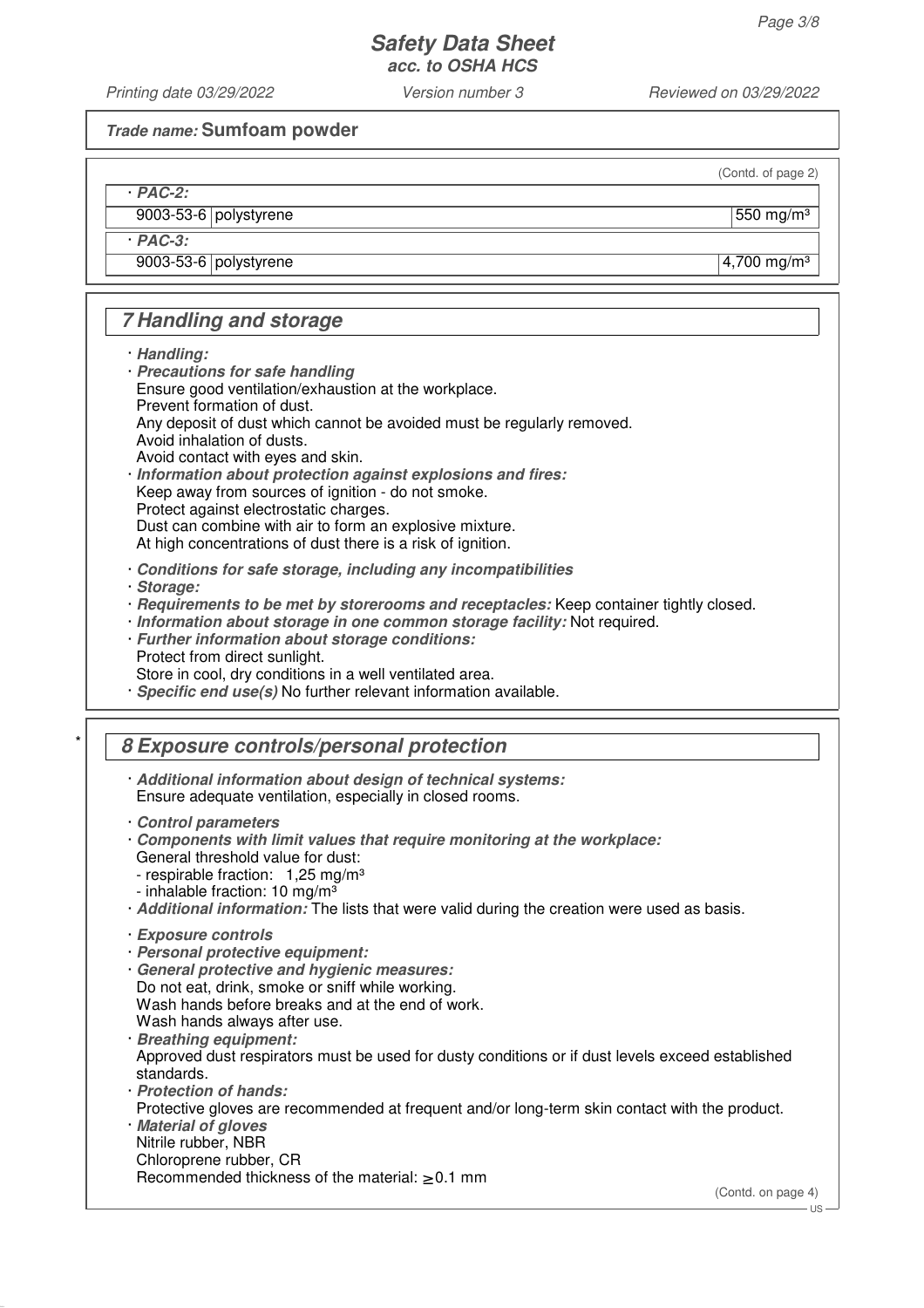**Trade name: Sumfoam powder**

(Contd. of page 2)

| · PAC-2: | | |
|---|---|---|
| 9003-53-6 | polystyrene | 550 mg/m³ |
| **· PAC-3:** | | |
| 9003-53-6 | polystyrene | 4,700 mg/m³ |

## 7 Handling and storage

· ***Handling:***
· ***Precautions for safe handling***
Ensure good ventilation/exhaustion at the workplace.
Prevent formation of dust.
Any deposit of dust which cannot be avoided must be regularly removed.
Avoid inhalation of dusts.
Avoid contact with eyes and skin.
· ***Information about protection against explosions and fires:***
Keep away from sources of ignition - do not smoke.
Protect against electrostatic charges.
Dust can combine with air to form an explosive mixture.
At high concentrations of dust there is a risk of ignition.

· ***Conditions for safe storage, including any incompatibilities***
· ***Storage:***
· ***Requirements to be met by storerooms and receptacles:*** Keep container tightly closed.
· ***Information about storage in one common storage facility:*** Not required.
· ***Further information about storage conditions:***
Protect from direct sunlight.
Store in cool, dry conditions in a well ventilated area.
· ***Specific end use(s)*** No further relevant information available.

## 8 Exposure controls/personal protection

· ***Additional information about design of technical systems:***
Ensure adequate ventilation, especially in closed rooms.

· ***Control parameters***
· ***Components with limit values that require monitoring at the workplace:***
General threshold value for dust:
- respirable fraction: 1,25 mg/m³
- inhalable fraction: 10 mg/m³
· ***Additional information:*** The lists that were valid during the creation were used as basis.

· ***Exposure controls***
· ***Personal protective equipment:***
· ***General protective and hygienic measures:***
Do not eat, drink, smoke or sniff while working.
Wash hands before breaks and at the end of work.
Wash hands always after use.
· ***Breathing equipment:***
Approved dust respirators must be used for dusty conditions or if dust levels exceed established standards.
· ***Protection of hands:***
Protective gloves are recommended at frequent and/or long-term skin contact with the product.
· ***Material of gloves***
Nitrile rubber, NBR
Chloroprene rubber, CR
Recommended thickness of the material: $\geq$ 0.1 mm

(Contd. on page 4)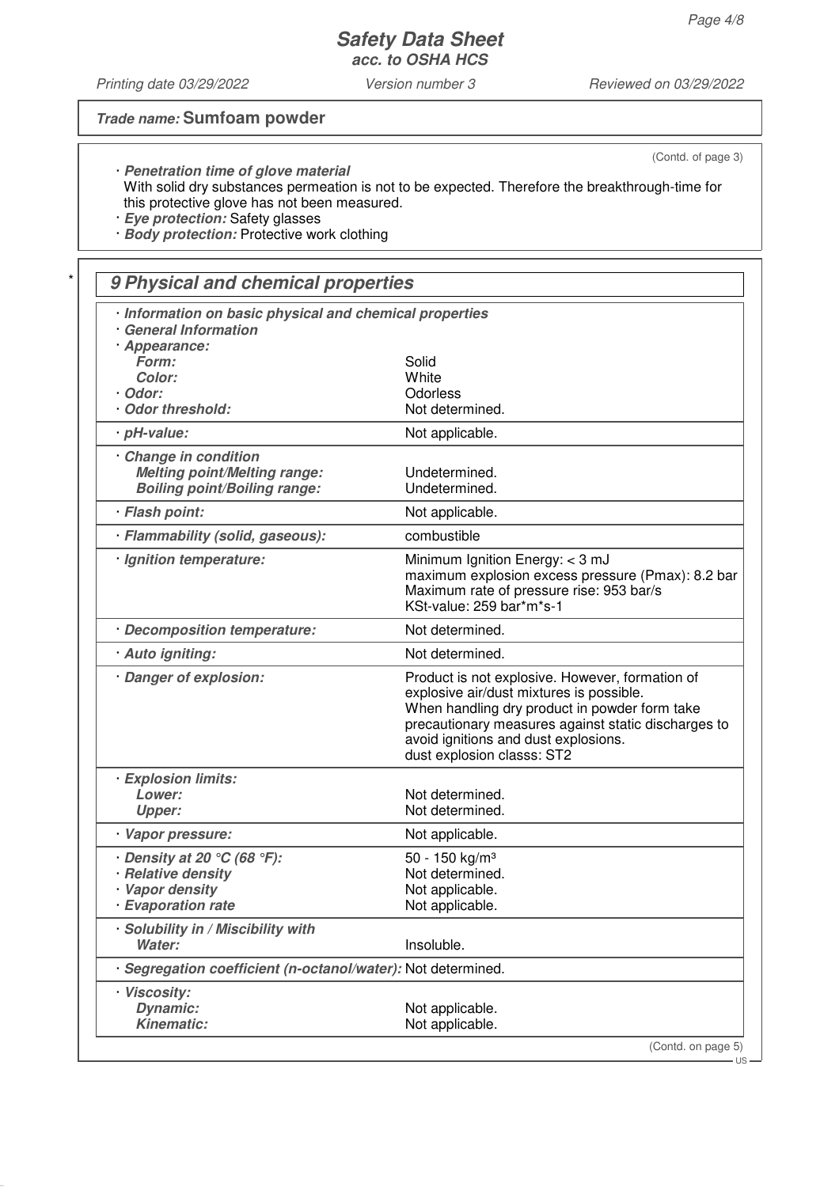*Trade name:* **Sumfoam powder**

(Contd. of page 3)

· ***Penetration time of glove material***
With solid dry substances permeation is not to be expected. Therefore the breakthrough-time for this protective glove has not been measured.
· ***Eye protection:*** Safety glasses
· ***Body protection:*** Protective work clothing

## 9 Physical and chemical properties

| | |
|---|---|
| · ***Information on basic physical and chemical properties*** | |
| · ***General Information*** | |
| · ***Appearance:*** | |
| ***Form:*** | Solid |
| ***Color:*** | White |
| · ***Odor:*** | Odorless |
| · ***Odor threshold:*** | Not determined. |
| · ***pH-value:*** | Not applicable. |
| · ***Change in condition*** | |
| ***Melting point/Melting range:*** | Undetermined. |
| ***Boiling point/Boiling range:*** | Undetermined. |
| · ***Flash point:*** | Not applicable. |
| · ***Flammability (solid, gaseous):*** | combustible |
| · ***Ignition temperature:*** | Minimum Ignition Energy: < 3 mJ<br>maximum explosion excess pressure (Pmax): 8.2 bar<br>Maximum rate of pressure rise: 953 bar/s<br>KSt-value: 259 bar*m*s-1 |
| · ***Decomposition temperature:*** | Not determined. |
| · ***Auto igniting:*** | Not determined. |
| · ***Danger of explosion:*** | Product is not explosive. However, formation of explosive air/dust mixtures is possible.<br>When handling dry product in powder form take precautionary measures against static discharges to avoid ignitions and dust explosions.<br>dust explosion classs: ST2 |
| · ***Explosion limits:*** | |
| ***Lower:*** | Not determined. |
| ***Upper:*** | Not determined. |
| · ***Vapor pressure:*** | Not applicable. |
| · ***Density at 20 °C (68 °F):*** | 50 - 150 kg/m³ |
| · ***Relative density*** | Not determined. |
| · ***Vapor density*** | Not applicable. |
| · ***Evaporation rate*** | Not applicable. |
| · ***Solubility in / Miscibility with*** | |
| ***Water:*** | Insoluble. |
| · ***Segregation coefficient (n-octanol/water):*** | Not determined. |
| · ***Viscosity:*** | |
| ***Dynamic:*** | Not applicable. |
| ***Kinematic:*** | Not applicable. |

(Contd. on page 5)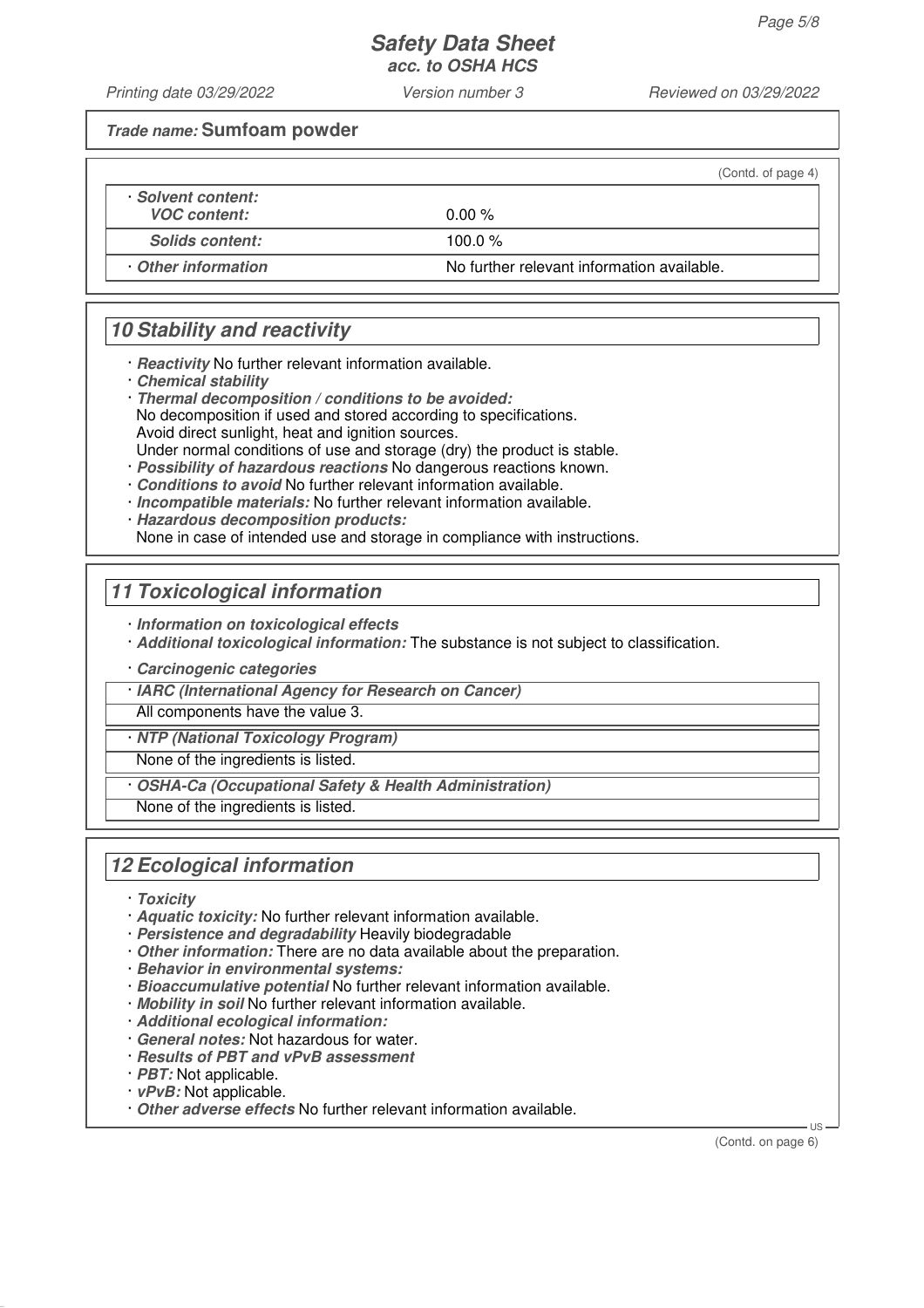**Trade name: Sumfoam powder**

(Contd. of page 4)

| | |
|---|---|
| **· Solvent content:** | |
| ***VOC content:*** | 0.00 % |
| ***Solids content:*** | 100.0 % |
| **· Other information** | No further relevant information available. |

## 10 Stability and reactivity

- ***Reactivity*** No further relevant information available.
- ***Chemical stability***
- ***Thermal decomposition / conditions to be avoided:***
  No decomposition if used and stored according to specifications.
  Avoid direct sunlight, heat and ignition sources.
  Under normal conditions of use and storage (dry) the product is stable.
- ***Possibility of hazardous reactions*** No dangerous reactions known.
- ***Conditions to avoid*** No further relevant information available.
- ***Incompatible materials:*** No further relevant information available.
- ***Hazardous decomposition products:***
  None in case of intended use and storage in compliance with instructions.

## 11 Toxicological information

- ***Information on toxicological effects***
- ***Additional toxicological information:*** The substance is not subject to classification.
- ***Carcinogenic categories***

| |
|---|
| **· IARC (International Agency for Research on Cancer)** |
| All components have the value 3. |
| **· NTP (National Toxicology Program)** |
| None of the ingredients is listed. |
| **· OSHA-Ca (Occupational Safety & Health Administration)** |
| None of the ingredients is listed. |

## 12 Ecological information

- ***Toxicity***
- ***Aquatic toxicity:*** No further relevant information available.
- ***Persistence and degradability*** Heavily biodegradable
- ***Other information:*** There are no data available about the preparation.
- ***Behavior in environmental systems:***
- ***Bioaccumulative potential*** No further relevant information available.
- ***Mobility in soil*** No further relevant information available.
- ***Additional ecological information:***
- ***General notes:*** Not hazardous for water.
- ***Results of PBT and vPvB assessment***
- ***PBT:*** Not applicable.
- ***vPvB:*** Not applicable.
- ***Other adverse effects*** No further relevant information available.

(Contd. on page 6)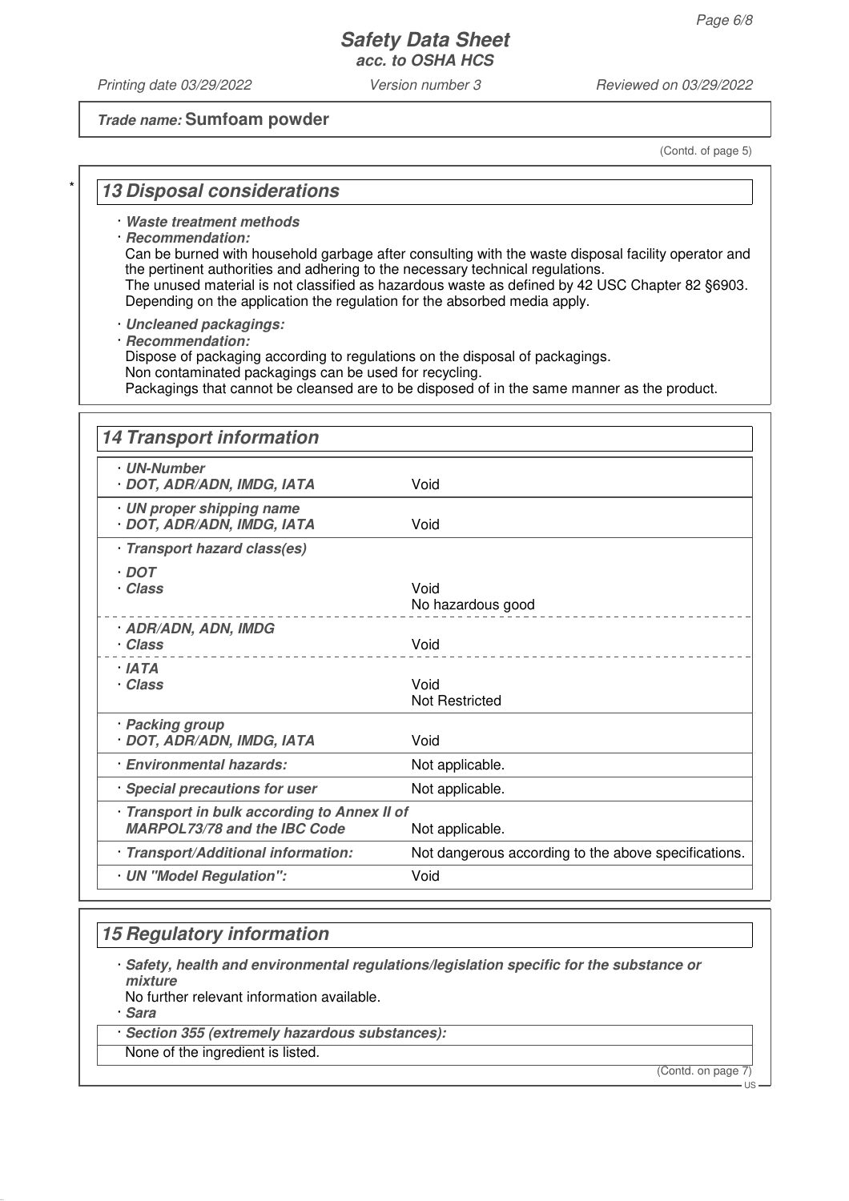**Safety Data Sheet**
**acc. to OSHA HCS**

Printing date 03/29/2022 | Version number 3 | Reviewed on 03/29/2022

***Trade name:* Sumfoam powder**

(Contd. of page 5)

## 13 Disposal considerations

· ***Waste treatment methods***
· ***Recommendation:***
Can be burned with household garbage after consulting with the waste disposal facility operator and the pertinent authorities and adhering to the necessary technical regulations.
The unused material is not classified as hazardous waste as defined by 42 USC Chapter 82 §6903.
Depending on the application the regulation for the absorbed media apply.

· ***Uncleaned packagings:***
· ***Recommendation:***
Dispose of packaging according to regulations on the disposal of packagings.
Non contaminated packagings can be used for recycling.
Packagings that cannot be cleansed are to be disposed of in the same manner as the product.

## 14 Transport information

| | |
|---|---|
| · ***UN-Number*** · ***DOT, ADR/ADN, IMDG, IATA*** | Void |
| · ***UN proper shipping name*** · ***DOT, ADR/ADN, IMDG, IATA*** | Void |
| · ***Transport hazard class(es)*** | |
| · ***DOT*** · ***Class*** | Void No hazardous good |
| · ***ADR/ADN, ADN, IMDG*** · ***Class*** | Void |
| · ***IATA*** · ***Class*** | Void Not Restricted |
| · ***Packing group*** · ***DOT, ADR/ADN, IMDG, IATA*** | Void |
| · ***Environmental hazards:*** | Not applicable. |
| · ***Special precautions for user*** | Not applicable. |
| · ***Transport in bulk according to Annex II of MARPOL73/78 and the IBC Code*** | Not applicable. |
| · ***Transport/Additional information:*** | Not dangerous according to the above specifications. |
| · ***UN "Model Regulation":*** | Void |

## 15 Regulatory information

· ***Safety, health and environmental regulations/legislation specific for the substance or mixture***
No further relevant information available.
· ***Sara***

· ***Section 355 (extremely hazardous substances):***
None of the ingredient is listed.

(Contd. on page 7)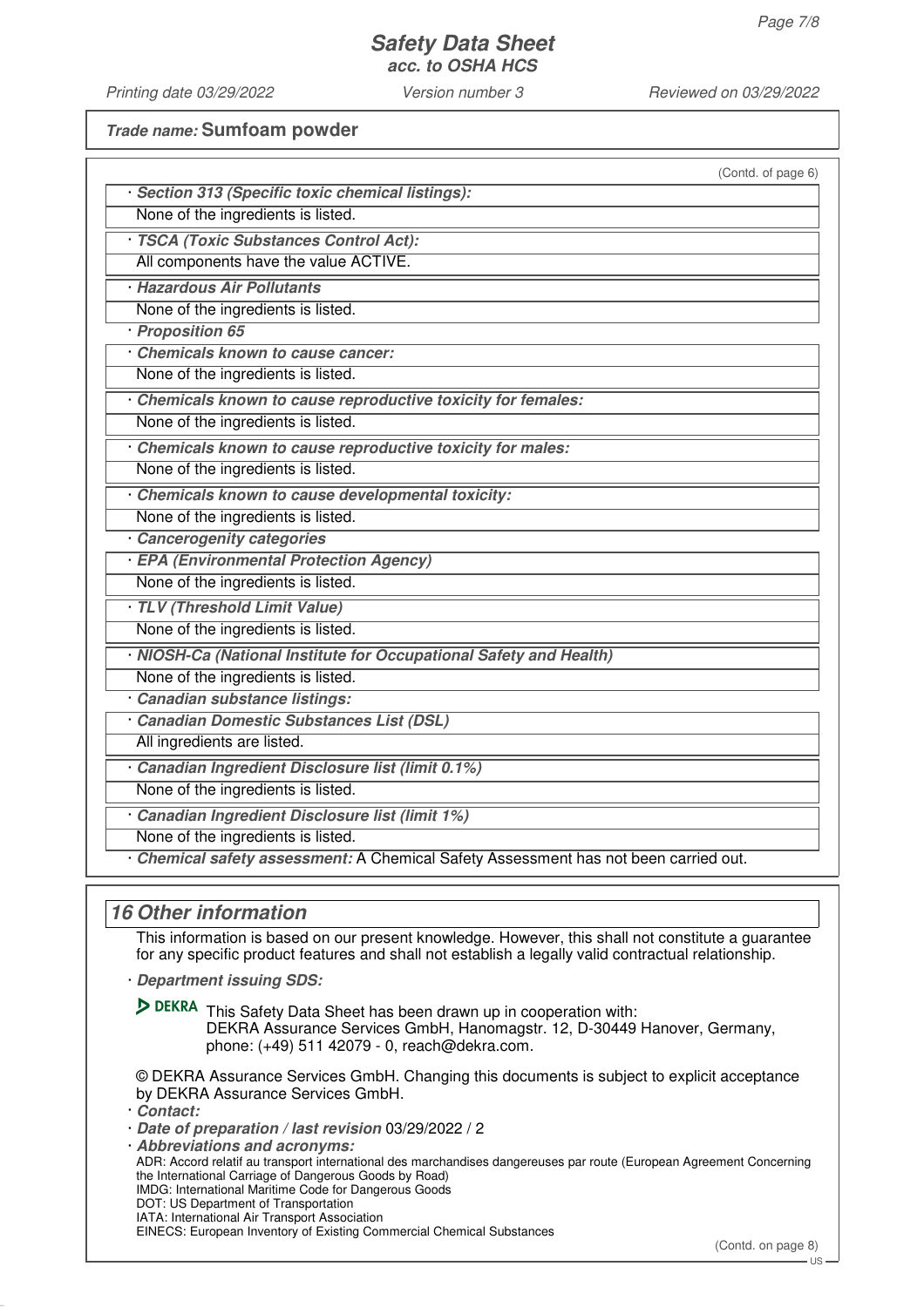**Trade name: Sumfoam powder**

(Contd. of page 6)

· ***Section 313 (Specific toxic chemical listings):***

None of the ingredients is listed.

· ***TSCA (Toxic Substances Control Act):***

All components have the value ACTIVE.

· ***Hazardous Air Pollutants***

None of the ingredients is listed.

· ***Proposition 65***

· ***Chemicals known to cause cancer:***

None of the ingredients is listed.

· ***Chemicals known to cause reproductive toxicity for females:***

None of the ingredients is listed.

· ***Chemicals known to cause reproductive toxicity for males:***

None of the ingredients is listed.

· ***Chemicals known to cause developmental toxicity:***

None of the ingredients is listed.

· ***Cancerogenity categories***

· ***EPA (Environmental Protection Agency)***

None of the ingredients is listed.

· ***TLV (Threshold Limit Value)***

None of the ingredients is listed.

· ***NIOSH-Ca (National Institute for Occupational Safety and Health)***

None of the ingredients is listed.

· ***Canadian substance listings:***

· ***Canadian Domestic Substances List (DSL)***

All ingredients are listed.

· ***Canadian Ingredient Disclosure list (limit 0.1%)***

None of the ingredients is listed.

· ***Canadian Ingredient Disclosure list (limit 1%)***

None of the ingredients is listed.

· ***Chemical safety assessment:*** A Chemical Safety Assessment has not been carried out.

## 16 Other information

This information is based on our present knowledge. However, this shall not constitute a guarantee for any specific product features and shall not establish a legally valid contractual relationship.

· ***Department issuing SDS:***

DEKRA This Safety Data Sheet has been drawn up in cooperation with:
DEKRA Assurance Services GmbH, Hanomagstr. 12, D-30449 Hanover, Germany, phone: (+49) 511 42079 - 0, reach@dekra.com.

© DEKRA Assurance Services GmbH. Changing this documents is subject to explicit acceptance by DEKRA Assurance Services GmbH.

· ***Contact:***

· ***Date of preparation / last revision*** 03/29/2022 / 2

· ***Abbreviations and acronyms:***

ADR: Accord relatif au transport international des marchandises dangereuses par route (European Agreement Concerning the International Carriage of Dangerous Goods by Road)
IMDG: International Maritime Code for Dangerous Goods
DOT: US Department of Transportation
IATA: International Air Transport Association
EINECS: European Inventory of Existing Commercial Chemical Substances

(Contd. on page 8)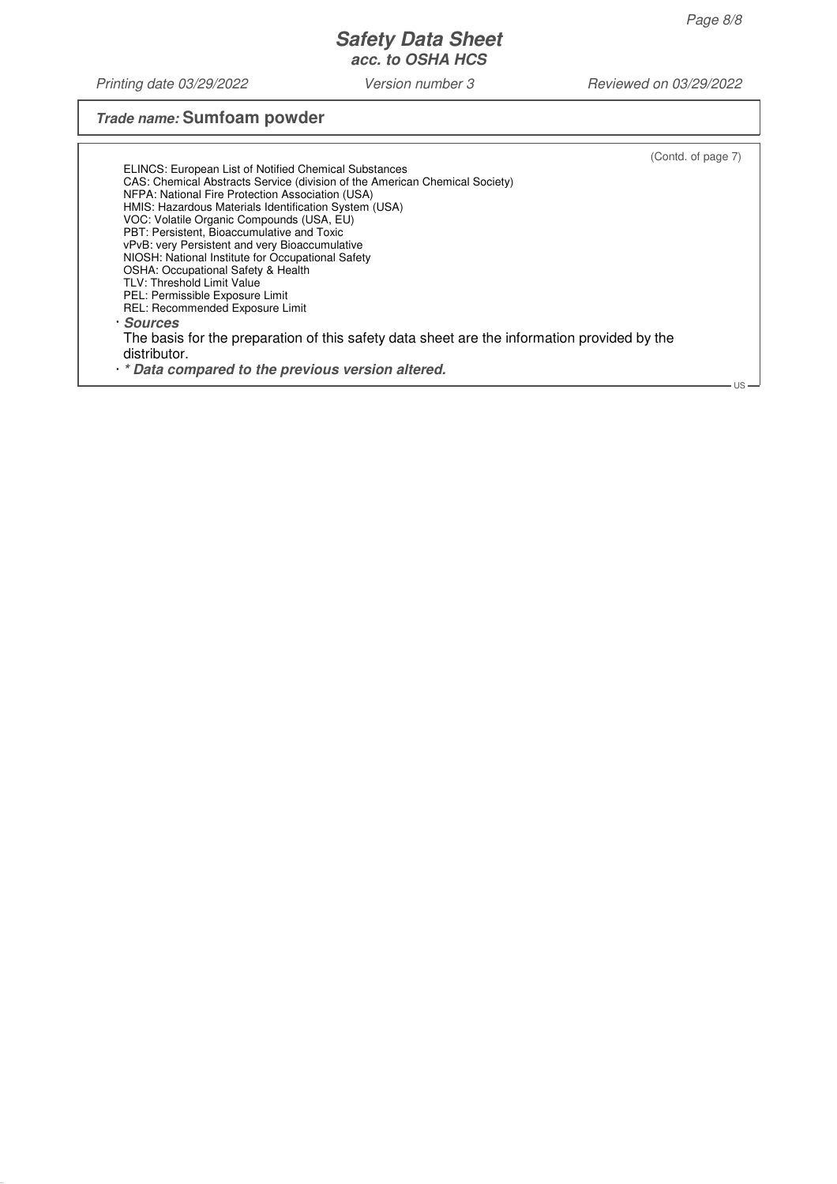(Contd. of page 7)

ELINCS: European List of Notified Chemical Substances
CAS: Chemical Abstracts Service (division of the American Chemical Society)
NFPA: National Fire Protection Association (USA)
HMIS: Hazardous Materials Identification System (USA)
VOC: Volatile Organic Compounds (USA, EU)
PBT: Persistent, Bioaccumulative and Toxic
vPvB: very Persistent and very Bioaccumulative
NIOSH: National Institute for Occupational Safety
OSHA: Occupational Safety & Health
TLV: Threshold Limit Value
PEL: Permissible Exposure Limit
REL: Recommended Exposure Limit

· ***Sources***

The basis for the preparation of this safety data sheet are the information provided by the distributor.

· ***\* Data compared to the previous version altered.***